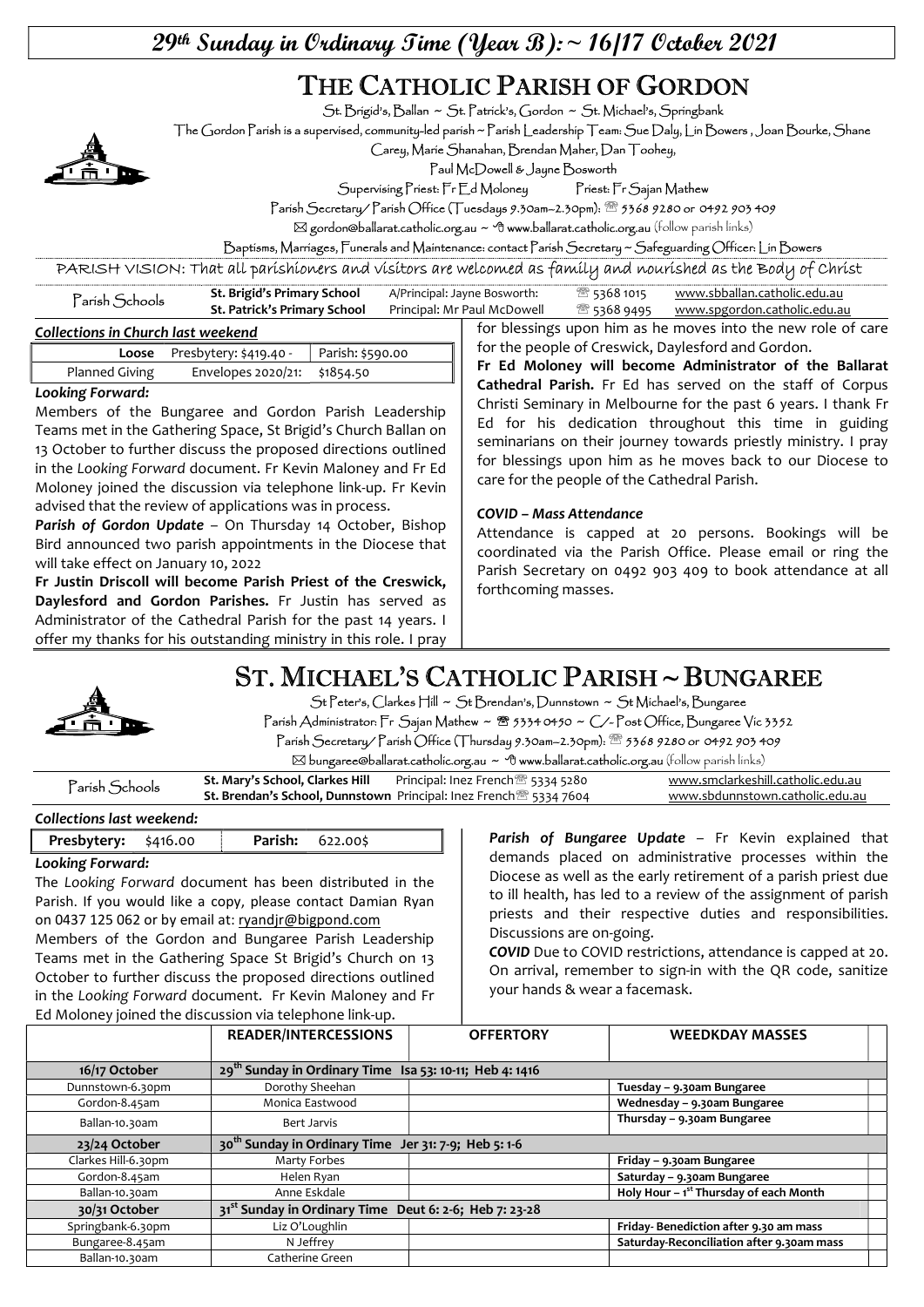# 29th Sunday in Ordinary Time (Year B): ~ 16/17 October 2021

# THE CATHOLIC PARISH OF GORDON

St. Brigid's, Ballan ~ St. Patrick's, Gordon ~ St. Michael's, Springbank

The Gordon Parish is a supervised, community-led parish ~ Parish Leadership Team: Sue Daly, Lin Bowers , Joan Bourke, Shane Carey, Marie Shanahan, Brendan Maher, Dan Toohey, Paul McDowell & Jayne Bosworth

Supervising Priest: Fr Ed Moloney Priest: Fr Sajan Mathew

Parish Secretary/ Parish Office (Tuesdays 9.30am–2.30pm): ☏ 5368 9280 or 0492 903 409

✉ gordon@ballarat.catholic.org.au ~ www.ballarat.catholic.org.au (follow parish links)

Baptisms, Marriages, Funerals and Maintenance: contact Parish Secretary ~ Safeguarding Officer: Lin Bowers

PARISH VISION: That all parishioners and visitors are welcomed as family and nourished as the Body of Christ

| Parish Schools | | | | |
|---|---|---|---|---|
| | **St. Brigid's Primary School** | A/Principal: Jayne Bosworth: | ☏ 5368 1015 | www.sbballan.catholic.edu.au |
| | **St. Patrick's Primary School** | Principal: Mr Paul McDowell | ☏ 5368 9495 | www.spgordon.catholic.edu.au |

***Collections in Church last weekend***

| | | |
|---|---|---|
| **Loose** | Presbytery: $419.40 - | Parish: $590.00 |
| Planned Giving | Envelopes 2020/21: | $1854.50 |

***Looking Forward:***

Members of the Bungaree and Gordon Parish Leadership Teams met in the Gathering Space, St Brigid's Church Ballan on 13 October to further discuss the proposed directions outlined in the *Looking Forward* document. Fr Kevin Maloney and Fr Ed Moloney joined the discussion via telephone link-up. Fr Kevin advised that the review of applications was in process.

***Parish of Gordon Update*** – On Thursday 14 October, Bishop Bird announced two parish appointments in the Diocese that will take effect on January 10, 2022

**Fr Justin Driscoll will become Parish Priest of the Creswick, Daylesford and Gordon Parishes.** Fr Justin has served as Administrator of the Cathedral Parish for the past 14 years. I offer my thanks for his outstanding ministry in this role. I pray for blessings upon him as he moves into the new role of care for the people of Creswick, Daylesford and Gordon.

**Fr Ed Moloney will become Administrator of the Ballarat Cathedral Parish.** Fr Ed has served on the staff of Corpus Christi Seminary in Melbourne for the past 6 years. I thank Fr Ed for his dedication throughout this time in guiding seminarians on their journey towards priestly ministry. I pray for blessings upon him as he moves back to our Diocese to care for the people of the Cathedral Parish.

***COVID – Mass Attendance***

Attendance is capped at 20 persons. Bookings will be coordinated via the Parish Office. Please email or ring the Parish Secretary on 0492 903 409 to book attendance at all forthcoming masses.

# ST. MICHAEL'S CATHOLIC PARISH ~ BUNGAREE

St Peter's, Clarkes Hill ~ St Brendan's, Dunnstown ~ St Michael's, Bungaree

Parish Administrator: Fr Sajan Mathew ~ ☏ 5334 0450 ~ C/- Post Office, Bungaree Vic 3352

Parish Secretary/ Parish Office (Thursday 9.30am–2.30pm): ☏ 5368 9280 or 0492 903 409

✉ bungaree@ballarat.catholic.org.au ~ www.ballarat.catholic.org.au (follow parish links)

| Parish Schools | | | |
|---|---|---|---|
| | **St. Mary's School, Clarkes Hill** | Principal: Inez French ☏ 5334 5280 | www.smclarkeshill.catholic.edu.au |
| | **St. Brendan's School, Dunnstown** | Principal: Inez French ☏ 5334 7604 | www.sbdunnstown.catholic.edu.au |

***Collections last weekend:***

| | | | |
|---|---|---|---|
| **Presbytery:** | $416.00 | **Parish:** | 622.00$ |

***Looking Forward:***

The *Looking Forward* document has been distributed in the Parish. If you would like a copy, please contact Damian Ryan on 0437 125 062 or by email at: ryandjr@bigpond.com

Members of the Gordon and Bungaree Parish Leadership Teams met in the Gathering Space St Brigid's Church on 13 October to further discuss the proposed directions outlined in the *Looking Forward* document. Fr Kevin Maloney and Fr Ed Moloney joined the discussion via telephone link-up.

***Parish of Bungaree Update*** – Fr Kevin explained that demands placed on administrative processes within the Diocese as well as the early retirement of a parish priest due to ill health, has led to a review of the assignment of parish priests and their respective duties and responsibilities. Discussions are on-going.

***COVID*** Due to COVID restrictions, attendance is capped at 20. On arrival, remember to sign-in with the QR code, sanitize your hands & wear a facemask.

| | READER/INTERCESSIONS | OFFERTORY | WEEDKDAY MASSES |
|---|---|---|---|
| **16/17 October** | **29th Sunday in Ordinary Time Isa 53: 10-11; Heb 4: 1416** | | |
| Dunnstown-6.30pm | Dorothy Sheehan | | **Tuesday – 9.30am Bungaree** |
| Gordon-8.45am | Monica Eastwood | | **Wednesday – 9.30am Bungaree** |
| Ballan-10.30am | Bert Jarvis | | **Thursday – 9.30am Bungaree** |
| **23/24 October** | **30th Sunday in Ordinary Time Jer 31: 7-9; Heb 5: 1-6** | | |
| Clarkes Hill-6.30pm | Marty Forbes | | **Friday – 9.30am Bungaree** |
| Gordon-8.45am | Helen Ryan | | **Saturday – 9.30am Bungaree** |
| Ballan-10.30am | Anne Eskdale | | **Holy Hour – 1st Thursday of each Month** |
| **30/31 October** | **31st Sunday in Ordinary Time Deut 6: 2-6; Heb 7: 23-28** | | |
| Springbank-6.30pm | Liz O'Loughlin | | **Friday- Benediction after 9.30 am mass** |
| Bungaree-8.45am | N Jeffrey | | **Saturday-Reconciliation after 9.30am mass** |
| Ballan-10.30am | Catherine Green | | |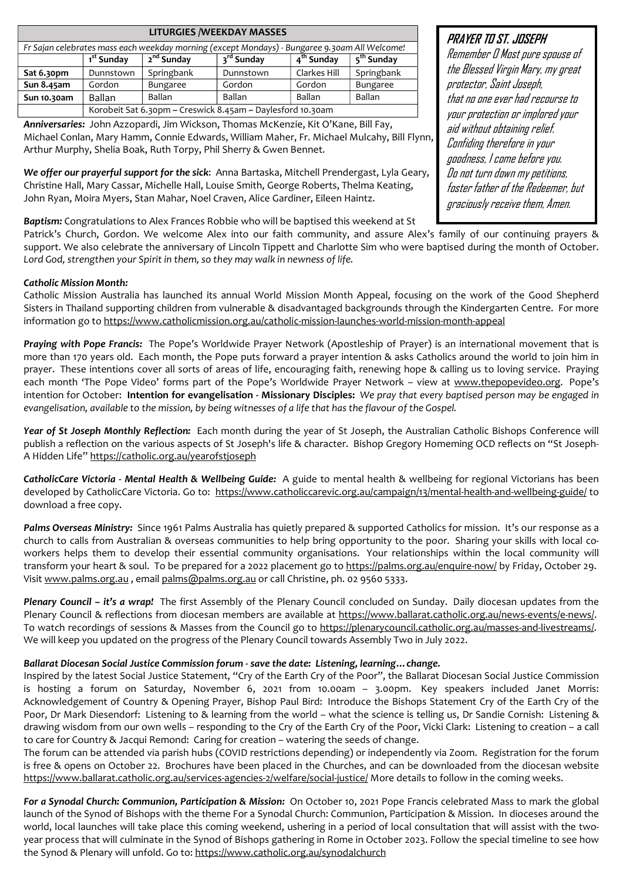| LITURGIES /WEEKDAY MASSES | | | | | |
|---|---|---|---|---|---|
| *Fr Sajan celebrates mass each weekday morning (except Mondays) - Bungaree 9.30am All Welcome!* | | | | | |
| | 1st Sunday | 2nd Sunday | 3rd Sunday | 4th Sunday | 5th Sunday |
| **Sat 6.30pm** | Dunnstown | Springbank | Dunnstown | Clarkes Hill | Springbank |
| **Sun 8.45am** | Gordon | Bungaree | Gordon | Gordon | Bungaree |
| **Sun 10.30am** | Ballan | Ballan | Ballan | Ballan | Ballan |
| | Korobeit Sat 6.30pm ~ Creswick 8.45am ~ Daylesford 10.30am | | | | |

## PRAYER TO ST. JOSEPH

*Remember O Most pure spouse of the Blessed Virgin Mary, my great protector, Saint Joseph, that no one ever had recourse to your protection or implored your aid without obtaining relief. Confiding therefore in your goodness, I come before you. Do not turn down my petitions, foster father of the Redeemer, but graciously receive them, Amen.*

***Anniversaries:*** John Azzopardi, Jim Wickson, Thomas McKenzie, Kit O'Kane, Bill Fay, Michael Conlan, Mary Hamm, Connie Edwards, William Maher, Fr. Michael Mulcahy, Bill Flynn, Arthur Murphy, Shelia Boak, Ruth Torpy, Phil Sherry & Gwen Bennet.

***We offer our prayerful support for the sick***: Anna Bartaska, Mitchell Prendergast, Lyla Geary, Christine Hall, Mary Cassar, Michelle Hall, Louise Smith, George Roberts, Thelma Keating, John Ryan, Moira Myers, Stan Mahar, Noel Craven, Alice Gardiner, Eileen Haintz.

***Baptism:*** Congratulations to Alex Frances Robbie who will be baptised this weekend at St Patrick's Church, Gordon. We welcome Alex into our faith community, and assure Alex's family of our continuing prayers & support. We also celebrate the anniversary of Lincoln Tippett and Charlotte Sim who were baptised during the month of October. *Lord God, strengthen your Spirit in them, so they may walk in newness of life.*

***Catholic Mission Month:***
Catholic Mission Australia has launched its annual World Mission Month Appeal, focusing on the work of the Good Shepherd Sisters in Thailand supporting children from vulnerable & disadvantaged backgrounds through the Kindergarten Centre. For more information go to https://www.catholicmission.org.au/catholic-mission-launches-world-mission-month-appeal

***Praying with Pope Francis:*** The Pope's Worldwide Prayer Network (Apostleship of Prayer) is an international movement that is more than 170 years old. Each month, the Pope puts forward a prayer intention & asks Catholics around the world to join him in prayer. These intentions cover all sorts of areas of life, encouraging faith, renewing hope & calling us to loving service. Praying each month 'The Pope Video' forms part of the Pope's Worldwide Prayer Network – view at www.thepopevideo.org. Pope's intention for October: **Intention for evangelisation - Missionary Disciples:** *We pray that every baptised person may be engaged in evangelisation, available to the mission, by being witnesses of a life that has the flavour of the Gospel.*

***Year of St Joseph Monthly Reflection:*** Each month during the year of St Joseph, the Australian Catholic Bishops Conference will publish a reflection on the various aspects of St Joseph's life & character. Bishop Gregory Homeming OCD reflects on "St Joseph- A Hidden Life" https://catholic.org.au/yearofstjoseph

***CatholicCare Victoria - Mental Health & Wellbeing Guide:*** A guide to mental health & wellbeing for regional Victorians has been developed by CatholicCare Victoria. Go to: https://www.catholiccarevic.org.au/campaign/13/mental-health-and-wellbeing-guide/ to download a free copy.

***Palms Overseas Ministry:*** Since 1961 Palms Australia has quietly prepared & supported Catholics for mission. It's our response as a church to calls from Australian & overseas communities to help bring opportunity to the poor. Sharing your skills with local co-workers helps them to develop their essential community organisations. Your relationships within the local community will transform your heart & soul. To be prepared for a 2022 placement go to https://palms.org.au/enquire-now/ by Friday, October 29. Visit www.palms.org.au , email palms@palms.org.au or call Christine, ph. 02 9560 5333.

***Plenary Council – it's a wrap!*** The first Assembly of the Plenary Council concluded on Sunday. Daily diocesan updates from the Plenary Council & reflections from diocesan members are available at https://www.ballarat.catholic.org.au/news-events/e-news/. To watch recordings of sessions & Masses from the Council go to https://plenarycouncil.catholic.org.au/masses-and-livestreams/. We will keep you updated on the progress of the Plenary Council towards Assembly Two in July 2022.

***Ballarat Diocesan Social Justice Commission forum - save the date: Listening, learning… change.***
Inspired by the latest Social Justice Statement, "Cry of the Earth Cry of the Poor", the Ballarat Diocesan Social Justice Commission is hosting a forum on Saturday, November 6, 2021 from 10.00am – 3.00pm. Key speakers included Janet Morris: Acknowledgement of Country & Opening Prayer, Bishop Paul Bird: Introduce the Bishops Statement Cry of the Earth Cry of the Poor, Dr Mark Diesendorf: Listening to & learning from the world – what the science is telling us, Dr Sandie Cornish: Listening & drawing wisdom from our own wells – responding to the Cry of the Earth Cry of the Poor, Vicki Clark: Listening to creation – a call to care for Country & Jacqui Remond: Caring for creation – watering the seeds of change.
The forum can be attended via parish hubs (COVID restrictions depending) or independently via Zoom. Registration for the forum is free & opens on October 22. Brochures have been placed in the Churches, and can be downloaded from the diocesan website https://www.ballarat.catholic.org.au/services-agencies-2/welfare/social-justice/ More details to follow in the coming weeks.

***For a Synodal Church: Communion, Participation & Mission:*** On October 10, 2021 Pope Francis celebrated Mass to mark the global launch of the Synod of Bishops with the theme For a Synodal Church: Communion, Participation & Mission. In dioceses around the world, local launches will take place this coming weekend, ushering in a period of local consultation that will assist with the two-year process that will culminate in the Synod of Bishops gathering in Rome in October 2023. Follow the special timeline to see how the Synod & Plenary will unfold. Go to: https://www.catholic.org.au/synodalchurch